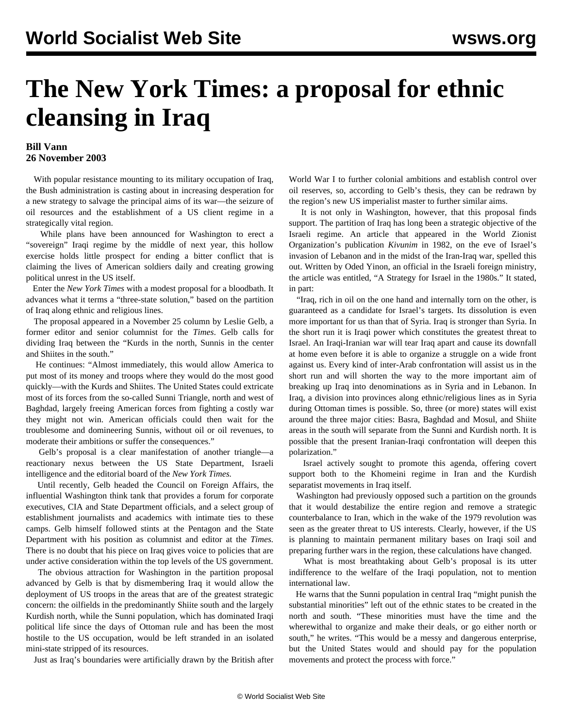# The New York Times: a proposal for ethnic cleansing in Iraq

**Bill Vann**
**26 November 2003**

With popular resistance mounting to its military occupation of Iraq, the Bush administration is casting about in increasing desperation for a new strategy to salvage the principal aims of its war—the seizure of oil resources and the establishment of a US client regime in a strategically vital region.

While plans have been announced for Washington to erect a "sovereign" Iraqi regime by the middle of next year, this hollow exercise holds little prospect for ending a bitter conflict that is claiming the lives of American soldiers daily and creating growing political unrest in the US itself.

Enter the *New York Times* with a modest proposal for a bloodbath. It advances what it terms a "three-state solution," based on the partition of Iraq along ethnic and religious lines.

The proposal appeared in a November 25 column by Leslie Gelb, a former editor and senior columnist for the *Times*. Gelb calls for dividing Iraq between the "Kurds in the north, Sunnis in the center and Shiites in the south."

He continues: "Almost immediately, this would allow America to put most of its money and troops where they would do the most good quickly—with the Kurds and Shiites. The United States could extricate most of its forces from the so-called Sunni Triangle, north and west of Baghdad, largely freeing American forces from fighting a costly war they might not win. American officials could then wait for the troublesome and domineering Sunnis, without oil or oil revenues, to moderate their ambitions or suffer the consequences."

Gelb's proposal is a clear manifestation of another triangle—a reactionary nexus between the US State Department, Israeli intelligence and the editorial board of the *New York Times.*

Until recently, Gelb headed the Council on Foreign Affairs, the influential Washington think tank that provides a forum for corporate executives, CIA and State Department officials, and a select group of establishment journalists and academics with intimate ties to these camps. Gelb himself followed stints at the Pentagon and the State Department with his position as columnist and editor at the *Times.* There is no doubt that his piece on Iraq gives voice to policies that are under active consideration within the top levels of the US government.

The obvious attraction for Washington in the partition proposal advanced by Gelb is that by dismembering Iraq it would allow the deployment of US troops in the areas that are of the greatest strategic concern: the oilfields in the predominantly Shiite south and the largely Kurdish north, while the Sunni population, which has dominated Iraqi political life since the days of Ottoman rule and has been the most hostile to the US occupation, would be left stranded in an isolated mini-state stripped of its resources.

Just as Iraq's boundaries were artificially drawn by the British after World War I to further colonial ambitions and establish control over oil reserves, so, according to Gelb's thesis, they can be redrawn by the region's new US imperialist master to further similar aims.

It is not only in Washington, however, that this proposal finds support. The partition of Iraq has long been a strategic objective of the Israeli regime. An article that appeared in the World Zionist Organization's publication *Kivunim* in 1982, on the eve of Israel's invasion of Lebanon and in the midst of the Iran-Iraq war, spelled this out. Written by Oded Yinon, an official in the Israeli foreign ministry, the article was entitled, "A Strategy for Israel in the 1980s." It stated, in part:

"Iraq, rich in oil on the one hand and internally torn on the other, is guaranteed as a candidate for Israel's targets. Its dissolution is even more important for us than that of Syria. Iraq is stronger than Syria. In the short run it is Iraqi power which constitutes the greatest threat to Israel. An Iraqi-Iranian war will tear Iraq apart and cause its downfall at home even before it is able to organize a struggle on a wide front against us. Every kind of inter-Arab confrontation will assist us in the short run and will shorten the way to the more important aim of breaking up Iraq into denominations as in Syria and in Lebanon. In Iraq, a division into provinces along ethnic/religious lines as in Syria during Ottoman times is possible. So, three (or more) states will exist around the three major cities: Basra, Baghdad and Mosul, and Shiite areas in the south will separate from the Sunni and Kurdish north. It is possible that the present Iranian-Iraqi confrontation will deepen this polarization."

Israel actively sought to promote this agenda, offering covert support both to the Khomeini regime in Iran and the Kurdish separatist movements in Iraq itself.

Washington had previously opposed such a partition on the grounds that it would destabilize the entire region and remove a strategic counterbalance to Iran, which in the wake of the 1979 revolution was seen as the greater threat to US interests. Clearly, however, if the US is planning to maintain permanent military bases on Iraqi soil and preparing further wars in the region, these calculations have changed.

What is most breathtaking about Gelb's proposal is its utter indifference to the welfare of the Iraqi population, not to mention international law.

He warns that the Sunni population in central Iraq "might punish the substantial minorities" left out of the ethnic states to be created in the north and south. "These minorities must have the time and the wherewithal to organize and make their deals, or go either north or south," he writes. "This would be a messy and dangerous enterprise, but the United States would and should pay for the population movements and protect the process with force."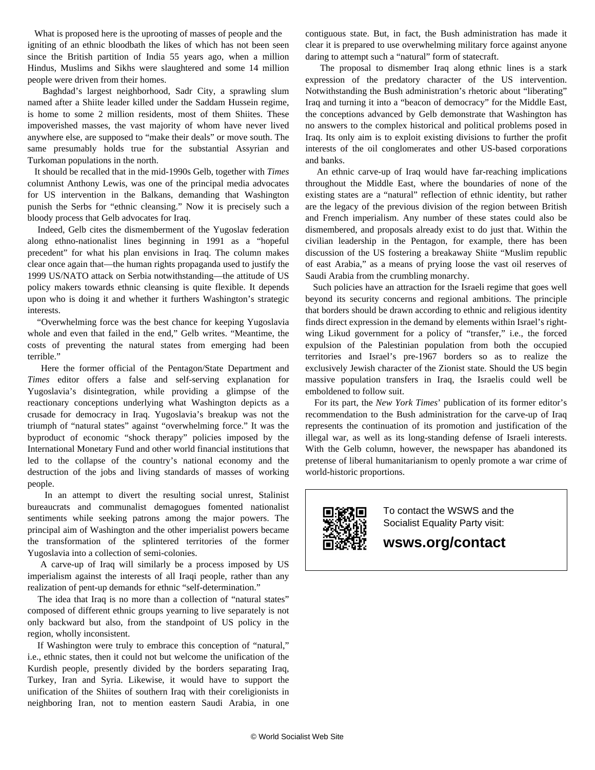What is proposed here is the uprooting of masses of people and the igniting of an ethnic bloodbath the likes of which has not been seen since the British partition of India 55 years ago, when a million Hindus, Muslims and Sikhs were slaughtered and some 14 million people were driven from their homes.

Baghdad's largest neighborhood, Sadr City, a sprawling slum named after a Shiite leader killed under the Saddam Hussein regime, is home to some 2 million residents, most of them Shiites. These impoverished masses, the vast majority of whom have never lived anywhere else, are supposed to "make their deals" or move south. The same presumably holds true for the substantial Assyrian and Turkoman populations in the north.

It should be recalled that in the mid-1990s Gelb, together with *Times* columnist Anthony Lewis, was one of the principal media advocates for US intervention in the Balkans, demanding that Washington punish the Serbs for "ethnic cleansing." Now it is precisely such a bloody process that Gelb advocates for Iraq.

Indeed, Gelb cites the dismemberment of the Yugoslav federation along ethno-nationalist lines beginning in 1991 as a "hopeful precedent" for what his plan envisions in Iraq. The column makes clear once again that—the human rights propaganda used to justify the 1999 US/NATO attack on Serbia notwithstanding—the attitude of US policy makers towards ethnic cleansing is quite flexible. It depends upon who is doing it and whether it furthers Washington's strategic interests.

"Overwhelming force was the best chance for keeping Yugoslavia whole and even that failed in the end," Gelb writes. "Meantime, the costs of preventing the natural states from emerging had been terrible."

Here the former official of the Pentagon/State Department and *Times* editor offers a false and self-serving explanation for Yugoslavia's disintegration, while providing a glimpse of the reactionary conceptions underlying what Washington depicts as a crusade for democracy in Iraq. Yugoslavia's breakup was not the triumph of "natural states" against "overwhelming force." It was the byproduct of economic "shock therapy" policies imposed by the International Monetary Fund and other world financial institutions that led to the collapse of the country's national economy and the destruction of the jobs and living standards of masses of working people.

In an attempt to divert the resulting social unrest, Stalinist bureaucrats and communalist demagogues fomented nationalist sentiments while seeking patrons among the major powers. The principal aim of Washington and the other imperialist powers became the transformation of the splintered territories of the former Yugoslavia into a collection of semi-colonies.

A carve-up of Iraq will similarly be a process imposed by US imperialism against the interests of all Iraqi people, rather than any realization of pent-up demands for ethnic "self-determination."

The idea that Iraq is no more than a collection of "natural states" composed of different ethnic groups yearning to live separately is not only backward but also, from the standpoint of US policy in the region, wholly inconsistent.

If Washington were truly to embrace this conception of "natural," i.e., ethnic states, then it could not but welcome the unification of the Kurdish people, presently divided by the borders separating Iraq, Turkey, Iran and Syria. Likewise, it would have to support the unification of the Shiites of southern Iraq with their coreligionists in neighboring Iran, not to mention eastern Saudi Arabia, in one contiguous state. But, in fact, the Bush administration has made it clear it is prepared to use overwhelming military force against anyone daring to attempt such a "natural" form of statecraft.

The proposal to dismember Iraq along ethnic lines is a stark expression of the predatory character of the US intervention. Notwithstanding the Bush administration's rhetoric about "liberating" Iraq and turning it into a "beacon of democracy" for the Middle East, the conceptions advanced by Gelb demonstrate that Washington has no answers to the complex historical and political problems posed in Iraq. Its only aim is to exploit existing divisions to further the profit interests of the oil conglomerates and other US-based corporations and banks.

An ethnic carve-up of Iraq would have far-reaching implications throughout the Middle East, where the boundaries of none of the existing states are a "natural" reflection of ethnic identity, but rather are the legacy of the previous division of the region between British and French imperialism. Any number of these states could also be dismembered, and proposals already exist to do just that. Within the civilian leadership in the Pentagon, for example, there has been discussion of the US fostering a breakaway Shiite "Muslim republic of east Arabia," as a means of prying loose the vast oil reserves of Saudi Arabia from the crumbling monarchy.

Such policies have an attraction for the Israeli regime that goes well beyond its security concerns and regional ambitions. The principle that borders should be drawn according to ethnic and religious identity finds direct expression in the demand by elements within Israel's right-wing Likud government for a policy of "transfer," i.e., the forced expulsion of the Palestinian population from both the occupied territories and Israel's pre-1967 borders so as to realize the exclusively Jewish character of the Zionist state. Should the US begin massive population transfers in Iraq, the Israelis could well be emboldened to follow suit.

For its part, the *New York Times*' publication of its former editor's recommendation to the Bush administration for the carve-up of Iraq represents the continuation of its promotion and justification of the illegal war, as well as its long-standing defense of Israeli interests. With the Gelb column, however, the newspaper has abandoned its pretense of liberal humanitarianism to openly promote a war crime of world-historic proportions.

To contact the WSWS and the Socialist Equality Party visit:

**wsws.org/contact**